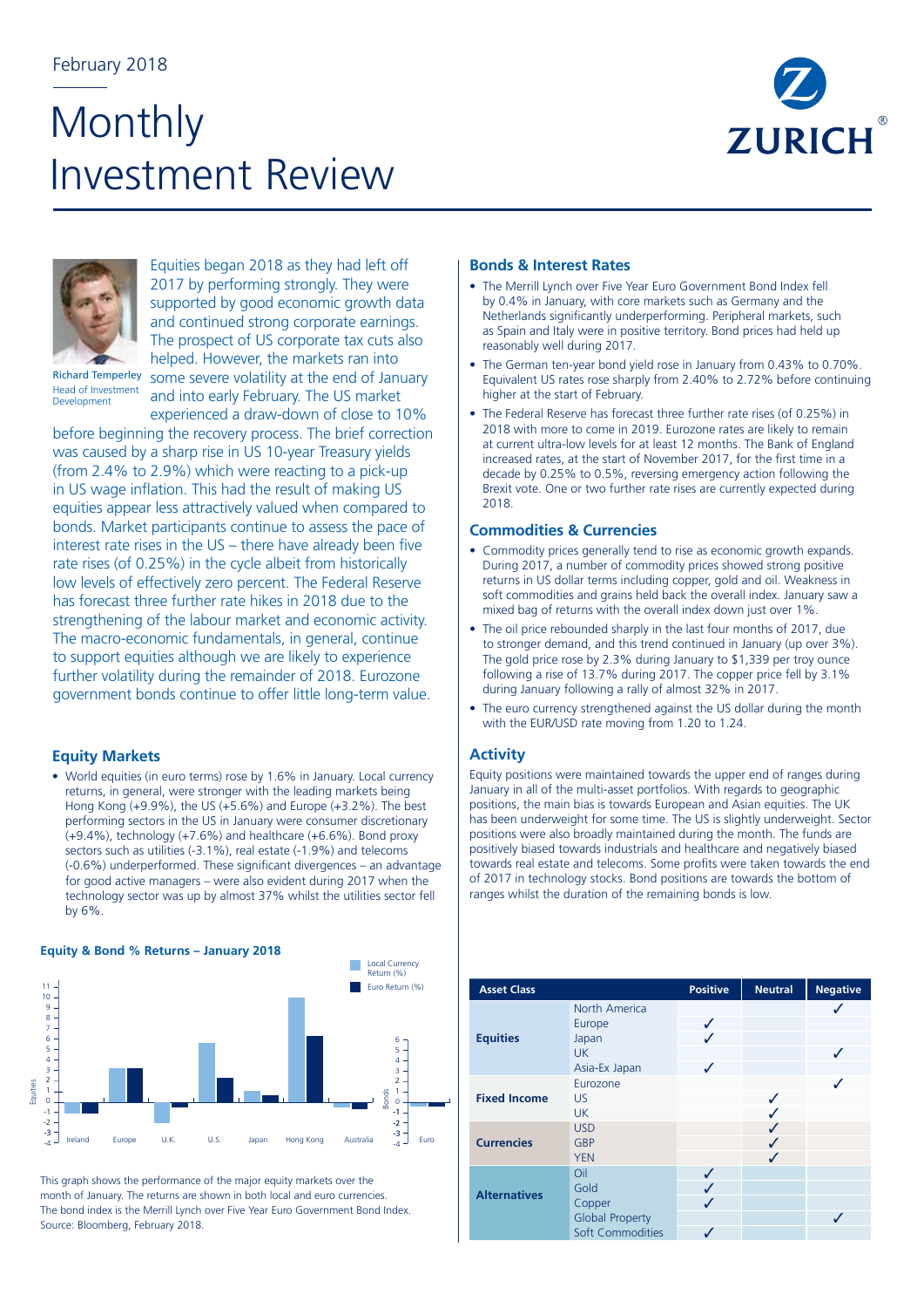February 2018

# Monthly Investment Review

Richard Temperley
Head of Investment Development

Equities began 2018 as they had left off 2017 by performing strongly. They were supported by good economic growth data and continued strong corporate earnings. The prospect of US corporate tax cuts also helped. However, the markets ran into some severe volatility at the end of January and into early February. The US market experienced a draw-down of close to 10% before beginning the recovery process. The brief correction was caused by a sharp rise in US 10-year Treasury yields (from 2.4% to 2.9%) which were reacting to a pick-up in US wage inflation. This had the result of making US equities appear less attractively valued when compared to bonds. Market participants continue to assess the pace of interest rate rises in the US – there have already been five rate rises (of 0.25%) in the cycle albeit from historically low levels of effectively zero percent. The Federal Reserve has forecast three further rate hikes in 2018 due to the strengthening of the labour market and economic activity. The macro-economic fundamentals, in general, continue to support equities although we are likely to experience further volatility during the remainder of 2018. Eurozone government bonds continue to offer little long-term value.

## Equity Markets

- World equities (in euro terms) rose by 1.6% in January. Local currency returns, in general, were stronger with the leading markets being Hong Kong (+9.9%), the US (+5.6%) and Europe (+3.2%). The best performing sectors in the US in January were consumer discretionary (+9.4%), technology (+7.6%) and healthcare (+6.6%). Bond proxy sectors such as utilities (-3.1%), real estate (-1.9%) and telecoms (-0.6%) underperformed. These significant divergences – an advantage for good active managers – were also evident during 2017 when the technology sector was up by almost 37% whilst the utilities sector fell by 6%.

**Equity & Bond % Returns – January 2018**

This graph shows the performance of the major equity markets over the month of January. The returns are shown in both local and euro currencies. The bond index is the Merrill Lynch over Five Year Euro Government Bond Index. Source: Bloomberg, February 2018.

## Bonds & Interest Rates

- The Merrill Lynch over Five Year Euro Government Bond Index fell by 0.4% in January, with core markets such as Germany and the Netherlands significantly underperforming. Peripheral markets, such as Spain and Italy were in positive territory. Bond prices had held up reasonably well during 2017.
- The German ten-year bond yield rose in January from 0.43% to 0.70%. Equivalent US rates rose sharply from 2.40% to 2.72% before continuing higher at the start of February.
- The Federal Reserve has forecast three further rate rises (of 0.25%) in 2018 with more to come in 2019. Eurozone rates are likely to remain at current ultra-low levels for at least 12 months. The Bank of England increased rates, at the start of November 2017, for the first time in a decade by 0.25% to 0.5%, reversing emergency action following the Brexit vote. One or two further rate rises are currently expected during 2018.

## Commodities & Currencies

- Commodity prices generally tend to rise as economic growth expands. During 2017, a number of commodity prices showed strong positive returns in US dollar terms including copper, gold and oil. Weakness in soft commodities and grains held back the overall index. January saw a mixed bag of returns with the overall index down just over 1%.
- The oil price rebounded sharply in the last four months of 2017, due to stronger demand, and this trend continued in January (up over 3%). The gold price rose by 2.3% during January to $1,339 per troy ounce following a rise of 13.7% during 2017. The copper price fell by 3.1% during January following a rally of almost 32% in 2017.
- The euro currency strengthened against the US dollar during the month with the EUR/USD rate moving from 1.20 to 1.24.

## Activity

Equity positions were maintained towards the upper end of ranges during January in all of the multi-asset portfolios. With regards to geographic positions, the main bias is towards European and Asian equities. The UK has been underweight for some time. The US is slightly underweight. Sector positions were also broadly maintained during the month. The funds are positively biased towards industrials and healthcare and negatively biased towards real estate and telecoms. Some profits were taken towards the end of 2017 in technology stocks. Bond positions are towards the bottom of ranges whilst the duration of the remaining bonds is low.

| Asset Class | | Positive | Neutral | Negative |
|---|---|---|---|---|
| Equities | North America | | | ✓ |
| | Europe | ✓ | | |
| | Japan | ✓ | | |
| | UK | | | ✓ |
| | Asia-Ex Japan | ✓ | | |
| Fixed Income | Eurozone | | | ✓ |
| | US | | ✓ | |
| | UK | | ✓ | |
| Currencies | USD | | ✓ | |
| | GBP | | ✓ | |
| | YEN | | ✓ | |
| Alternatives | Oil | ✓ | | |
| | Gold | ✓ | | |
| | Copper | ✓ | | |
| | Global Property | | | ✓ |
| | Soft Commodities | ✓ | | |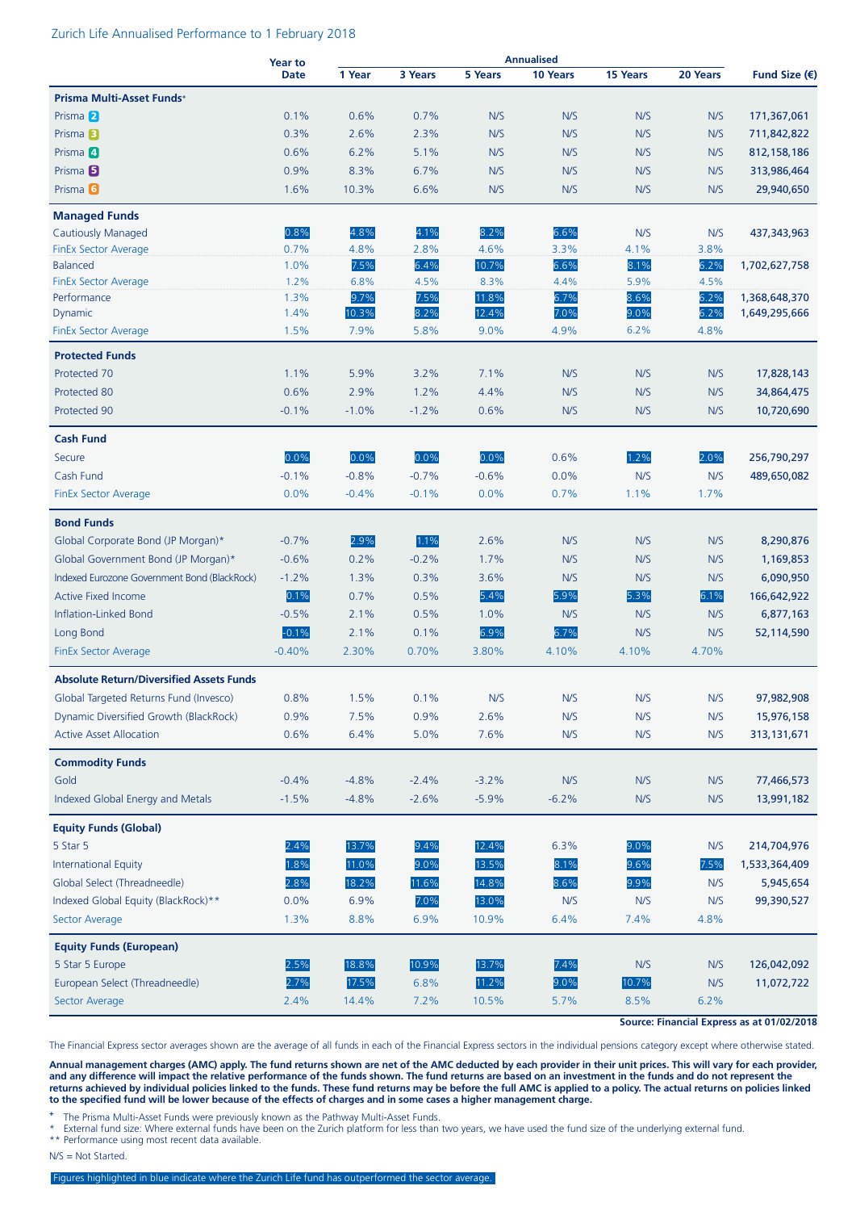Zurich Life Annualised Performance to 1 February 2018

| | Year to Date | Annualised | | | | | | Fund Size (€) |
|---|---|---|---|---|---|---|---|---|
| | | 1 Year | 3 Years | 5 Years | 10 Years | 15 Years | 20 Years | |
| **Prisma Multi-Asset Funds+** | | | | | | | | |
| Prisma 2 | 0.1% | 0.6% | 0.7% | N/S | N/S | N/S | N/S | 171,367,061 |
| Prisma 3 | 0.3% | 2.6% | 2.3% | N/S | N/S | N/S | N/S | 711,842,822 |
| Prisma 4 | 0.6% | 6.2% | 5.1% | N/S | N/S | N/S | N/S | 812,158,186 |
| Prisma 5 | 0.9% | 8.3% | 6.7% | N/S | N/S | N/S | N/S | 313,986,464 |
| Prisma 6 | 1.6% | 10.3% | 6.6% | N/S | N/S | N/S | N/S | 29,940,650 |
| **Managed Funds** | | | | | | | | |
| Cautiously Managed | 0.8% | 4.8% | 4.1% | 8.2% | 6.6% | N/S | N/S | 437,343,963 |
| FinEx Sector Average | 0.7% | 4.8% | 2.8% | 4.6% | 3.3% | 4.1% | 3.8% | |
| Balanced | 1.0% | 7.5% | 6.4% | 10.7% | 6.6% | 8.1% | 6.2% | 1,702,627,758 |
| FinEx Sector Average | 1.2% | 6.8% | 4.5% | 8.3% | 4.4% | 5.9% | 4.5% | |
| Performance | 1.3% | 9.7% | 7.5% | 11.8% | 6.7% | 8.6% | 6.2% | 1,368,648,370 |
| Dynamic | 1.4% | 10.3% | 8.2% | 12.4% | 7.0% | 9.0% | 6.2% | 1,649,295,666 |
| FinEx Sector Average | 1.5% | 7.9% | 5.8% | 9.0% | 4.9% | 6.2% | 4.8% | |
| **Protected Funds** | | | | | | | | |
| Protected 70 | 1.1% | 5.9% | 3.2% | 7.1% | N/S | N/S | N/S | 17,828,143 |
| Protected 80 | 0.6% | 2.9% | 1.2% | 4.4% | N/S | N/S | N/S | 34,864,475 |
| Protected 90 | -0.1% | -1.0% | -1.2% | 0.6% | N/S | N/S | N/S | 10,720,690 |
| **Cash Fund** | | | | | | | | |
| Secure | 0.0% | 0.0% | 0.0% | 0.0% | 0.6% | 1.2% | 2.0% | 256,790,297 |
| Cash Fund | -0.1% | -0.8% | -0.7% | -0.6% | 0.0% | N/S | N/S | 489,650,082 |
| FinEx Sector Average | 0.0% | -0.4% | -0.1% | 0.0% | 0.7% | 1.1% | 1.7% | |
| **Bond Funds** | | | | | | | | |
| Global Corporate Bond (JP Morgan)* | -0.7% | 2.9% | 1.1% | 2.6% | N/S | N/S | N/S | 8,290,876 |
| Global Government Bond (JP Morgan)* | -0.6% | 0.2% | -0.2% | 1.7% | N/S | N/S | N/S | 1,169,853 |
| Indexed Eurozone Government Bond (BlackRock) | -1.2% | 1.3% | 0.3% | 3.6% | N/S | N/S | N/S | 6,090,950 |
| Active Fixed Income | 0.1% | 0.7% | 0.5% | 5.4% | 5.9% | 5.3% | 6.1% | 166,642,922 |
| Inflation-Linked Bond | -0.5% | 2.1% | 0.5% | 1.0% | N/S | N/S | N/S | 6,877,163 |
| Long Bond | -0.1% | 2.1% | 0.1% | 6.9% | 5.7% | N/S | N/S | 52,114,590 |
| FinEx Sector Average | -0.40% | 2.30% | 0.70% | 3.80% | 4.10% | 4.10% | 4.70% | |
| **Absolute Return/Diversified Assets Funds** | | | | | | | | |
| Global Targeted Returns Fund (Invesco) | 0.8% | 1.5% | 0.1% | N/S | N/S | N/S | N/S | 97,982,908 |
| Dynamic Diversified Growth (BlackRock) | 0.9% | 7.5% | 0.9% | 2.6% | N/S | N/S | N/S | 15,976,158 |
| Active Asset Allocation | 0.6% | 6.4% | 5.0% | 7.6% | N/S | N/S | N/S | 313,131,671 |
| **Commodity Funds** | | | | | | | | |
| Gold | -0.4% | -4.8% | -2.4% | -3.2% | N/S | N/S | N/S | 77,466,573 |
| Indexed Global Energy and Metals | -1.5% | -4.8% | -2.6% | -5.9% | -6.2% | N/S | N/S | 13,991,182 |
| **Equity Funds (Global)** | | | | | | | | |
| 5 Star 5 | 2.4% | 13.7% | 9.4% | 12.4% | 6.3% | 9.0% | N/S | 214,704,976 |
| International Equity | 1.8% | 11.0% | 9.0% | 13.5% | 8.1% | 9.6% | 7.5% | 1,533,364,409 |
| Global Select (Threadneedle) | 2.8% | 18.2% | 11.6% | 14.8% | 8.6% | 9.9% | N/S | 5,945,654 |
| Indexed Global Equity (BlackRock)** | 0.0% | 6.9% | 7.0% | 13.0% | N/S | N/S | N/S | 99,390,527 |
| Sector Average | 1.3% | 8.8% | 6.9% | 10.9% | 6.4% | 7.4% | 4.8% | |
| **Equity Funds (European)** | | | | | | | | |
| 5 Star 5 Europe | 2.5% | 18.8% | 10.9% | 13.7% | 7.4% | N/S | N/S | 126,042,092 |
| European Select (Threadneedle) | 2.7% | 17.5% | 6.8% | 11.2% | 9.0% | 10.7% | N/S | 11,072,722 |
| Sector Average | 2.4% | 14.4% | 7.2% | 10.5% | 5.7% | 8.5% | 6.2% | |

**Source: Financial Express as at 01/02/2018**

The Financial Express sector averages shown are the average of all funds in each of the Financial Express sectors in the individual pensions category except where otherwise stated.

**Annual management charges (AMC) apply. The fund returns shown are net of the AMC deducted by each provider in their unit prices. This will vary for each provider, and any difference will impact the relative performance of the funds shown. The fund returns are based on an investment in the funds and do not represent the returns achieved by individual policies linked to the funds. These fund returns may be before the full AMC is applied to a policy. The actual returns on policies linked to the specified fund will be lower because of the effects of charges and in some cases a higher management charge.**

+ The Prisma Multi-Asset Funds were previously known as the Pathway Multi-Asset Funds.
* External fund size: Where external funds have been on the Zurich platform for less than two years, we have used the fund size of the underlying external fund.
** Performance using most recent data available.

N/S = Not Started.

Figures highlighted in blue indicate where the Zurich Life fund has outperformed the sector average.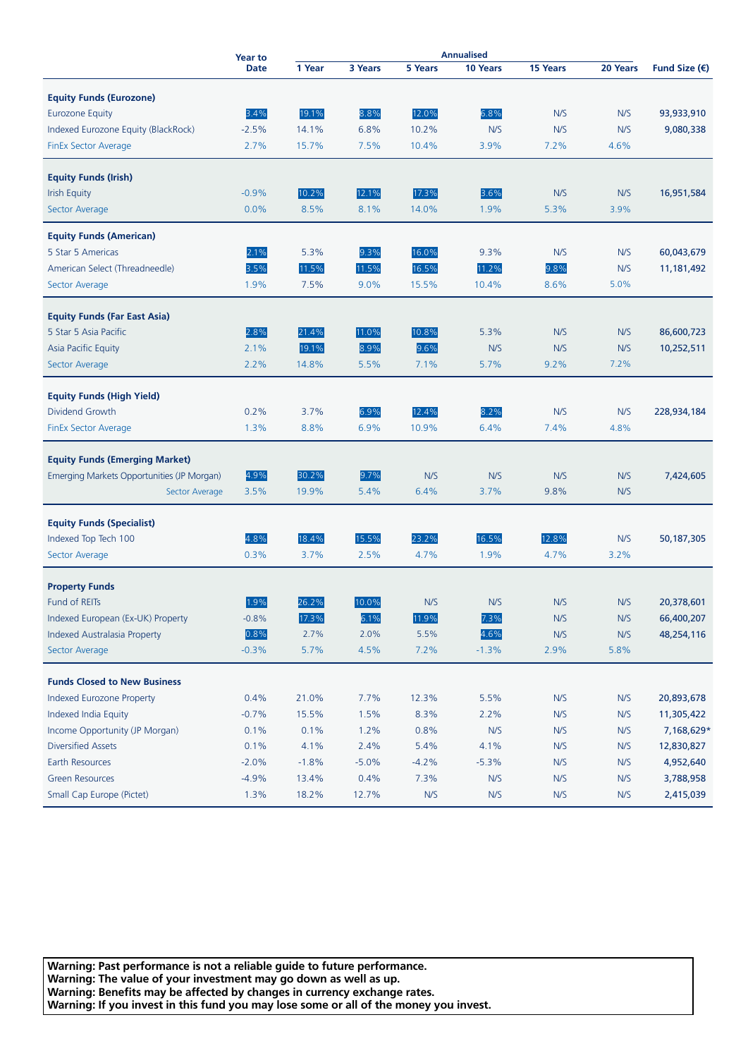| | Year to Date | Annualised | | | | | | Fund Size (€) |
|---|---|---|---|---|---|---|---|---|
| | | 1 Year | 3 Years | 5 Years | 10 Years | 15 Years | 20 Years | |
| **Equity Funds (Eurozone)** | | | | | | | | |
| Eurozone Equity | 3.4% | 19.1% | 8.8% | 12.0% | 6.8% | N/S | N/S | 93,933,910 |
| Indexed Eurozone Equity (BlackRock) | -2.5% | 14.1% | 6.8% | 10.2% | N/S | N/S | N/S | 9,080,338 |
| FinEx Sector Average | 2.7% | 15.7% | 7.5% | 10.4% | 3.9% | 7.2% | 4.6% | |
| **Equity Funds (Irish)** | | | | | | | | |
| Irish Equity | -0.9% | 10.2% | 12.1% | 17.3% | 3.6% | N/S | N/S | 16,951,584 |
| Sector Average | 0.0% | 8.5% | 8.1% | 14.0% | 1.9% | 5.3% | 3.9% | |
| **Equity Funds (American)** | | | | | | | | |
| 5 Star 5 Americas | 2.1% | 5.3% | 9.3% | 16.0% | 9.3% | N/S | N/S | 60,043,679 |
| American Select (Threadneedle) | 3.5% | 11.5% | 11.5% | 16.5% | 11.2% | 9.8% | N/S | 11,181,492 |
| Sector Average | 1.9% | 7.5% | 9.0% | 15.5% | 10.4% | 8.6% | 5.0% | |
| **Equity Funds (Far East Asia)** | | | | | | | | |
| 5 Star 5 Asia Pacific | 2.8% | 21.4% | 11.0% | 10.8% | 5.3% | N/S | N/S | 86,600,723 |
| Asia Pacific Equity | 2.1% | 19.1% | 8.9% | 9.6% | N/S | N/S | N/S | 10,252,511 |
| Sector Average | 2.2% | 14.8% | 5.5% | 7.1% | 5.7% | 9.2% | 7.2% | |
| **Equity Funds (High Yield)** | | | | | | | | |
| Dividend Growth | 0.2% | 3.7% | 6.9% | 12.4% | 8.2% | N/S | N/S | 228,934,184 |
| FinEx Sector Average | 1.3% | 8.8% | 6.9% | 10.9% | 6.4% | 7.4% | 4.8% | |
| **Equity Funds (Emerging Market)** | | | | | | | | |
| Emerging Markets Opportunities (JP Morgan) | 4.9% | 30.2% | 9.7% | N/S | N/S | N/S | N/S | 7,424,605 |
| Sector Average | 3.5% | 19.9% | 5.4% | 6.4% | 3.7% | 9.8% | N/S | |
| **Equity Funds (Specialist)** | | | | | | | | |
| Indexed Top Tech 100 | 4.8% | 18.4% | 15.5% | 23.2% | 16.5% | 12.8% | N/S | 50,187,305 |
| Sector Average | 0.3% | 3.7% | 2.5% | 4.7% | 1.9% | 4.7% | 3.2% | |
| **Property Funds** | | | | | | | | |
| Fund of REITs | 1.9% | 26.2% | 10.0% | N/S | N/S | N/S | N/S | 20,378,601 |
| Indexed European (Ex-UK) Property | -0.8% | 17.3% | 6.1% | 11.9% | 7.3% | N/S | N/S | 66,400,207 |
| Indexed Australasia Property | 0.8% | 2.7% | 2.0% | 5.5% | 4.6% | N/S | N/S | 48,254,116 |
| Sector Average | -0.3% | 5.7% | 4.5% | 7.2% | -1.3% | 2.9% | 5.8% | |
| **Funds Closed to New Business** | | | | | | | | |
| Indexed Eurozone Property | 0.4% | 21.0% | 7.7% | 12.3% | 5.5% | N/S | N/S | 20,893,678 |
| Indexed India Equity | -0.7% | 15.5% | 1.5% | 8.3% | 2.2% | N/S | N/S | 11,305,422 |
| Income Opportunity (JP Morgan) | 0.1% | 0.1% | 1.2% | 0.8% | N/S | N/S | N/S | 7,168,629* |
| Diversified Assets | 0.1% | 4.1% | 2.4% | 5.4% | 4.1% | N/S | N/S | 12,830,827 |
| Earth Resources | -2.0% | -1.8% | -5.0% | -4.2% | -5.3% | N/S | N/S | 4,952,640 |
| Green Resources | -4.9% | 13.4% | 0.4% | 7.3% | N/S | N/S | N/S | 3,788,958 |
| Small Cap Europe (Pictet) | 1.3% | 18.2% | 12.7% | N/S | N/S | N/S | N/S | 2,415,039 |

**Warning: Past performance is not a reliable guide to future performance.**
**Warning: The value of your investment may go down as well as up.**
**Warning: Benefits may be affected by changes in currency exchange rates.**
**Warning: If you invest in this fund you may lose some or all of the money you invest.**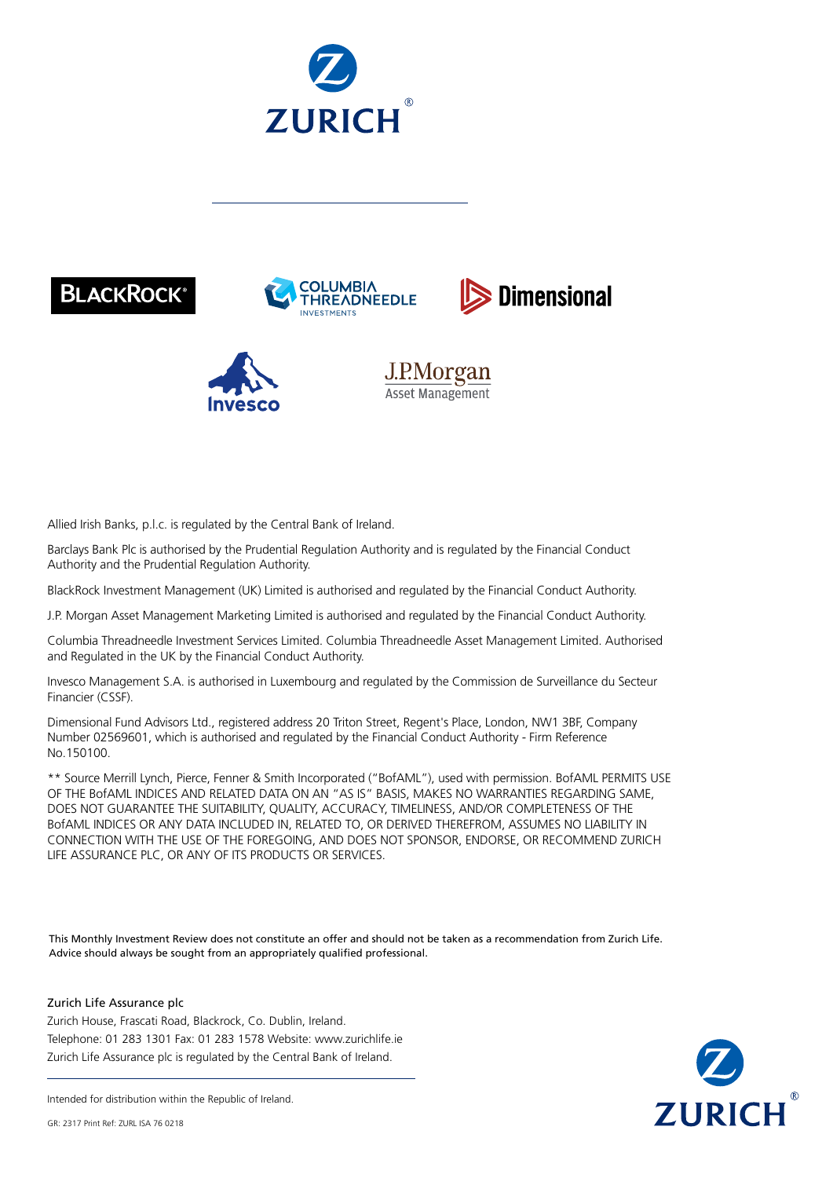Allied Irish Banks, p.l.c. is regulated by the Central Bank of Ireland.

Barclays Bank Plc is authorised by the Prudential Regulation Authority and is regulated by the Financial Conduct Authority and the Prudential Regulation Authority.

BlackRock Investment Management (UK) Limited is authorised and regulated by the Financial Conduct Authority.

J.P. Morgan Asset Management Marketing Limited is authorised and regulated by the Financial Conduct Authority.

Columbia Threadneedle Investment Services Limited. Columbia Threadneedle Asset Management Limited. Authorised and Regulated in the UK by the Financial Conduct Authority.

Invesco Management S.A. is authorised in Luxembourg and regulated by the Commission de Surveillance du Secteur Financier (CSSF).

Dimensional Fund Advisors Ltd., registered address 20 Triton Street, Regent's Place, London, NW1 3BF, Company Number 02569601, which is authorised and regulated by the Financial Conduct Authority - Firm Reference No.150100.

** Source Merrill Lynch, Pierce, Fenner & Smith Incorporated ("BofAML"), used with permission. BofAML PERMITS USE OF THE BofAML INDICES AND RELATED DATA ON AN "AS IS" BASIS, MAKES NO WARRANTIES REGARDING SAME, DOES NOT GUARANTEE THE SUITABILITY, QUALITY, ACCURACY, TIMELINESS, AND/OR COMPLETENESS OF THE BofAML INDICES OR ANY DATA INCLUDED IN, RELATED TO, OR DERIVED THEREFROM, ASSUMES NO LIABILITY IN CONNECTION WITH THE USE OF THE FOREGOING, AND DOES NOT SPONSOR, ENDORSE, OR RECOMMEND ZURICH LIFE ASSURANCE PLC, OR ANY OF ITS PRODUCTS OR SERVICES.

This Monthly Investment Review does not constitute an offer and should not be taken as a recommendation from Zurich Life. Advice should always be sought from an appropriately qualified professional.

Zurich Life Assurance plc
Zurich House, Frascati Road, Blackrock, Co. Dublin, Ireland.
Telephone: 01 283 1301 Fax: 01 283 1578 Website: www.zurichlife.ie
Zurich Life Assurance plc is regulated by the Central Bank of Ireland.

Intended for distribution within the Republic of Ireland.

GR: 2317 Print Ref: ZURL ISA 76 0218